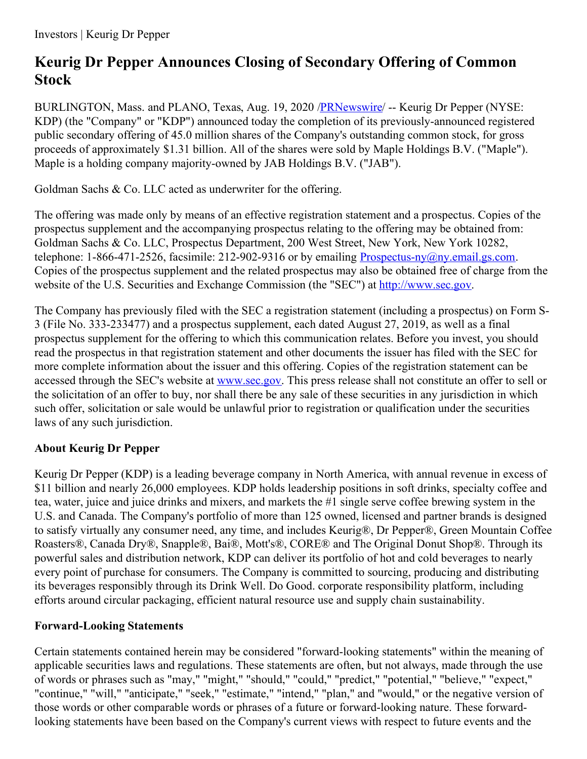Investors | Keurig Dr Pepper

# Keurig Dr Pepper Announces Closing of Secondary Offering of Common Stock

BURLINGTON, Mass. and PLANO, Texas, Aug. 19, 2020 /[PRNewswire](http://www.prnewswire.com/)/ -- Keurig Dr Pepper (NYSE: KDP) (the "Company" or "KDP") announced today the completion of its previously-announced registered public secondary offering of 45.0 million shares of the Company's outstanding common stock, for gross proceeds of approximately $1.31 billion. All of the shares were sold by Maple Holdings B.V. ("Maple"). Maple is a holding company majority-owned by JAB Holdings B.V. ("JAB").

Goldman Sachs & Co. LLC acted as underwriter for the offering.

The offering was made only by means of an effective registration statement and a prospectus. Copies of the prospectus supplement and the accompanying prospectus relating to the offering may be obtained from: Goldman Sachs & Co. LLC, Prospectus Department, 200 West Street, New York, New York 10282, telephone: 1-866-471-2526, facsimile: 212-902-9316 or by emailing [Prospectus-ny@ny.email.gs.com](mailto:Prospectus-ny@ny.email.gs.com). Copies of the prospectus supplement and the related prospectus may also be obtained free of charge from the website of the U.S. Securities and Exchange Commission (the "SEC") at [http://www.sec.gov](http://www.sec.gov).

The Company has previously filed with the SEC a registration statement (including a prospectus) on Form S-3 (File No. 333-233477) and a prospectus supplement, each dated August 27, 2019, as well as a final prospectus supplement for the offering to which this communication relates. Before you invest, you should read the prospectus in that registration statement and other documents the issuer has filed with the SEC for more complete information about the issuer and this offering. Copies of the registration statement can be accessed through the SEC's website at [www.sec.gov](http://www.sec.gov). This press release shall not constitute an offer to sell or the solicitation of an offer to buy, nor shall there be any sale of these securities in any jurisdiction in which such offer, solicitation or sale would be unlawful prior to registration or qualification under the securities laws of any such jurisdiction.

## About Keurig Dr Pepper

Keurig Dr Pepper (KDP) is a leading beverage company in North America, with annual revenue in excess of $11 billion and nearly 26,000 employees. KDP holds leadership positions in soft drinks, specialty coffee and tea, water, juice and juice drinks and mixers, and markets the #1 single serve coffee brewing system in the U.S. and Canada. The Company's portfolio of more than 125 owned, licensed and partner brands is designed to satisfy virtually any consumer need, any time, and includes Keurig®, Dr Pepper®, Green Mountain Coffee Roasters®, Canada Dry®, Snapple®, Bai®, Mott's®, CORE® and The Original Donut Shop®. Through its powerful sales and distribution network, KDP can deliver its portfolio of hot and cold beverages to nearly every point of purchase for consumers. The Company is committed to sourcing, producing and distributing its beverages responsibly through its Drink Well. Do Good. corporate responsibility platform, including efforts around circular packaging, efficient natural resource use and supply chain sustainability.

## Forward-Looking Statements

Certain statements contained herein may be considered "forward-looking statements" within the meaning of applicable securities laws and regulations. These statements are often, but not always, made through the use of words or phrases such as "may," "might," "should," "could," "predict," "potential," "believe," "expect," "continue," "will," "anticipate," "seek," "estimate," "intend," "plan," and "would," or the negative version of those words or other comparable words or phrases of a future or forward-looking nature. These forward-looking statements have been based on the Company's current views with respect to future events and the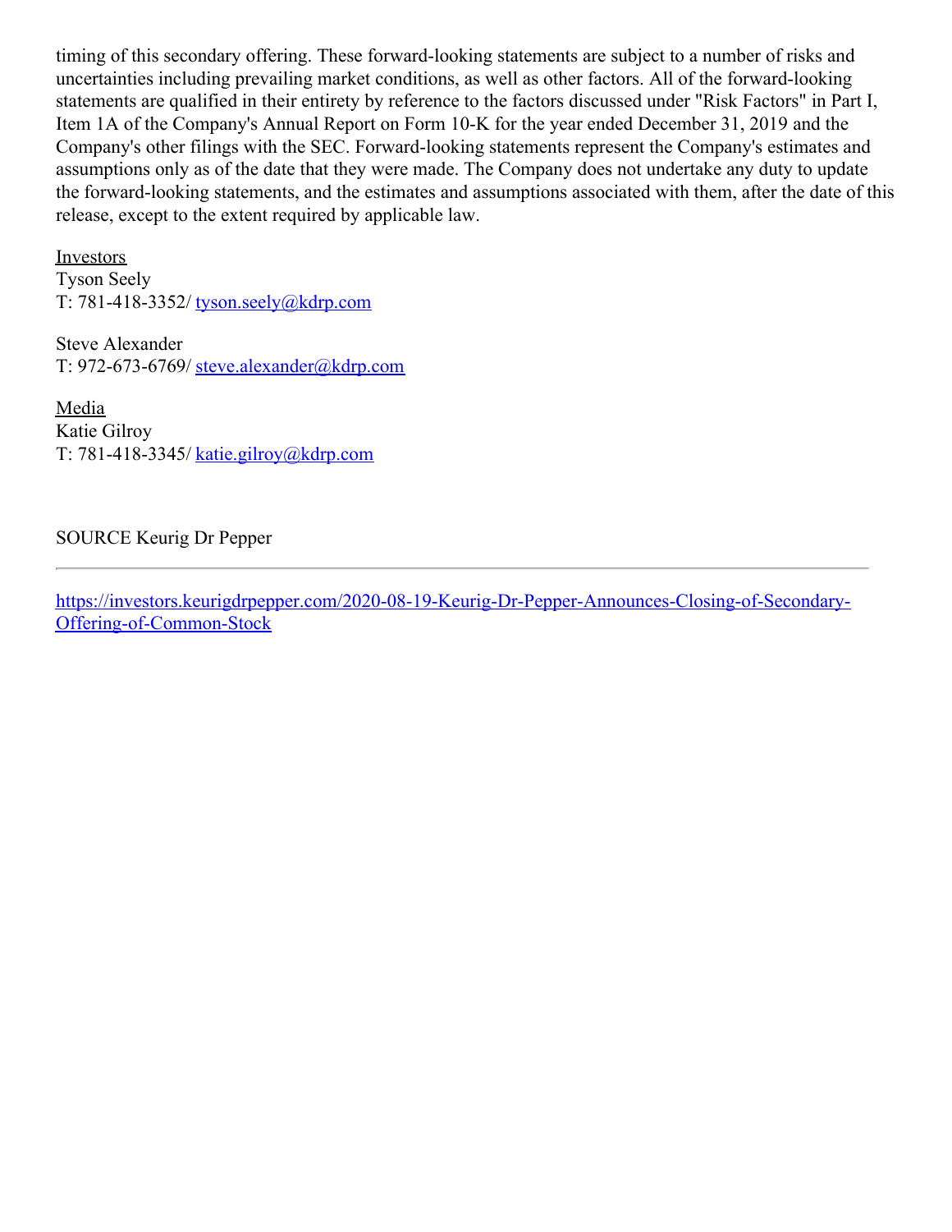timing of this secondary offering. These forward-looking statements are subject to a number of risks and uncertainties including prevailing market conditions, as well as other factors. All of the forward-looking statements are qualified in their entirety by reference to the factors discussed under "Risk Factors" in Part I, Item 1A of the Company's Annual Report on Form 10-K for the year ended December 31, 2019 and the Company's other filings with the SEC. Forward-looking statements represent the Company's estimates and assumptions only as of the date that they were made. The Company does not undertake any duty to update the forward-looking statements, and the estimates and assumptions associated with them, after the date of this release, except to the extent required by applicable law.

Investors
Tyson Seely
T: 781-418-3352/ tyson.seely@kdrp.com

Steve Alexander
T: 972-673-6769/ steve.alexander@kdrp.com

Media
Katie Gilroy
T: 781-418-3345/ katie.gilroy@kdrp.com

SOURCE Keurig Dr Pepper

---

https://investors.keurigdrpepper.com/2020-08-19-Keurig-Dr-Pepper-Announces-Closing-of-Secondary-Offering-of-Common-Stock